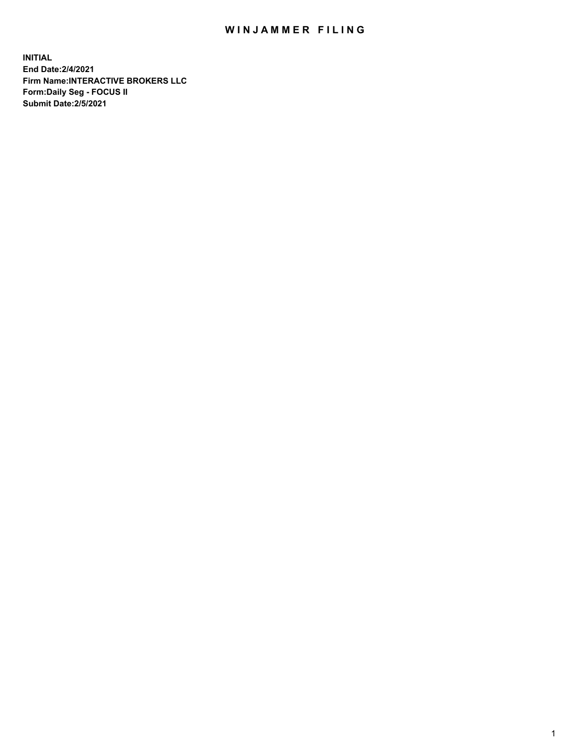# WINJAMMER FILING

**INITIAL**
**End Date:2/4/2021**
**Firm Name:INTERACTIVE BROKERS LLC**
**Form:Daily Seg - FOCUS II**
**Submit Date:2/5/2021**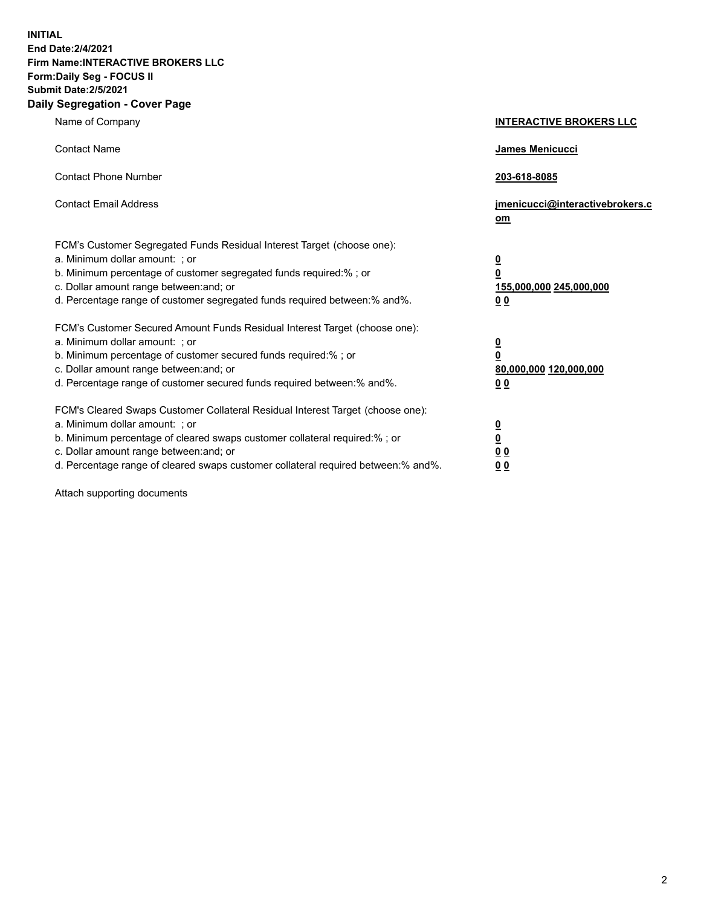**INITIAL**
**End Date:2/4/2021**
**Firm Name:INTERACTIVE BROKERS LLC**
**Form:Daily Seg - FOCUS II**
**Submit Date:2/5/2021**

## Daily Segregation - Cover Page

| | |
|---|---|
| Name of Company | **INTERACTIVE BROKERS LLC** |
| Contact Name | **James Menicucci** |
| Contact Phone Number | **203-618-8085** |
| Contact Email Address | **jmenicucci@interactivebrokers.com** |
| FCM's Customer Segregated Funds Residual Interest Target (choose one): | |
| a. Minimum dollar amount: ; or | **0** |
| b. Minimum percentage of customer segregated funds required:% ; or | **0** |
| c. Dollar amount range between:and; or | **155,000,000 245,000,000** |
| d. Percentage range of customer segregated funds required between:% and%. | **0 0** |
| FCM's Customer Secured Amount Funds Residual Interest Target (choose one): | |
| a. Minimum dollar amount: ; or | **0** |
| b. Minimum percentage of customer secured funds required:% ; or | **0** |
| c. Dollar amount range between:and; or | **80,000,000 120,000,000** |
| d. Percentage range of customer secured funds required between:% and%. | **0 0** |
| FCM's Cleared Swaps Customer Collateral Residual Interest Target (choose one): | |
| a. Minimum dollar amount: ; or | **0** |
| b. Minimum percentage of cleared swaps customer collateral required:% ; or | **0** |
| c. Dollar amount range between:and; or | **0 0** |
| d. Percentage range of cleared swaps customer collateral required between:% and%. | **0 0** |

Attach supporting documents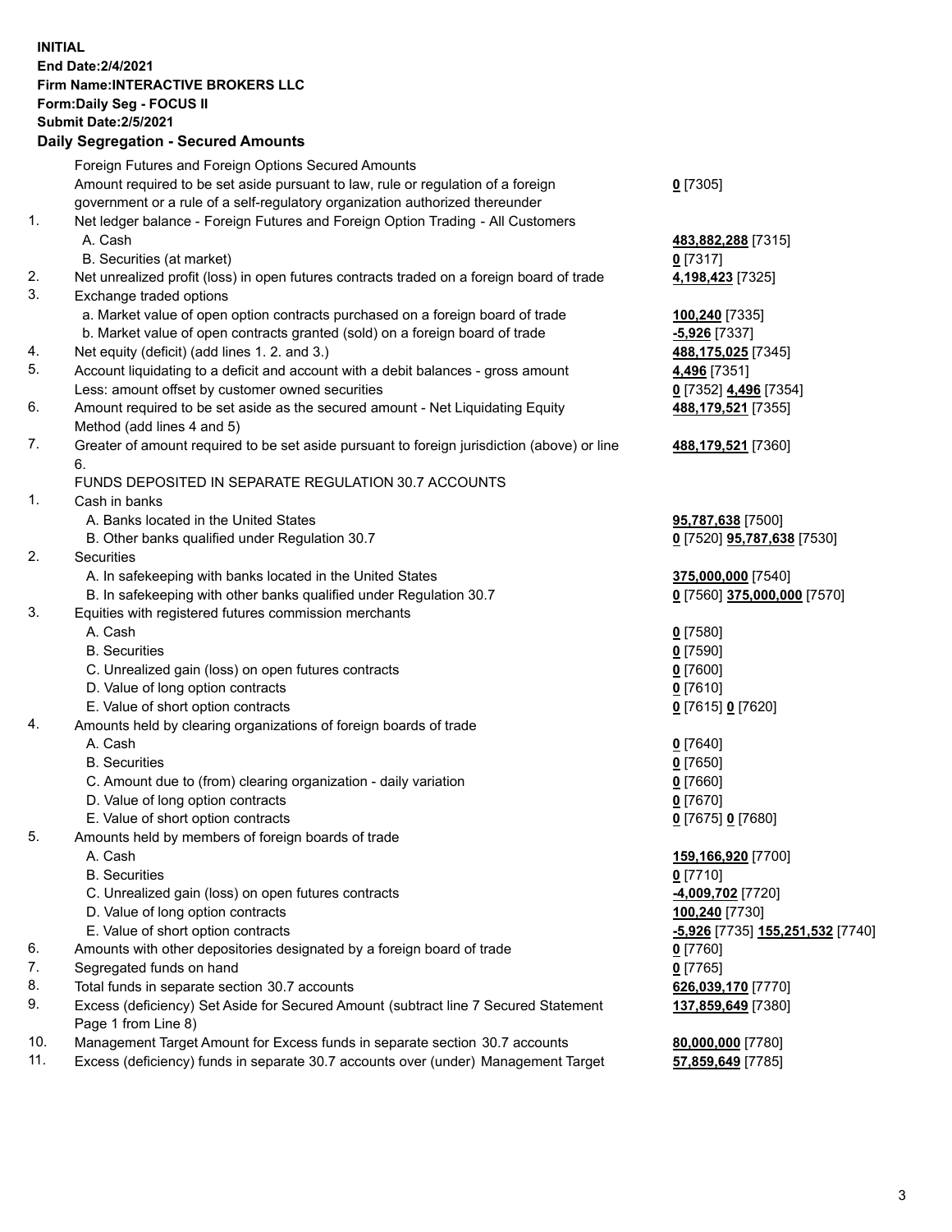**INITIAL**
**End Date:2/4/2021**
**Firm Name:INTERACTIVE BROKERS LLC**
**Form:Daily Seg - FOCUS II**
**Submit Date:2/5/2021**

## Daily Segregation - Secured Amounts

| | | |
|---|---|---|
| | Foreign Futures and Foreign Options Secured Amounts | |
| | Amount required to be set aside pursuant to law, rule or regulation of a foreign government or a rule of a self-regulatory organization authorized thereunder | **0** [7305] |
| 1. | Net ledger balance - Foreign Futures and Foreign Option Trading - All Customers | |
| | A. Cash | **483,882,288** [7315] |
| | B. Securities (at market) | **0** [7317] |
| 2. | Net unrealized profit (loss) in open futures contracts traded on a foreign board of trade | **4,198,423** [7325] |
| 3. | Exchange traded options | |
| | a. Market value of open option contracts purchased on a foreign board of trade | **100,240** [7335] |
| | b. Market value of open contracts granted (sold) on a foreign board of trade | **-5,926** [7337] |
| 4. | Net equity (deficit) (add lines 1. 2. and 3.) | **488,175,025** [7345] |
| 5. | Account liquidating to a deficit and account with a debit balances - gross amount | **4,496** [7351] |
| | Less: amount offset by customer owned securities | **0** [7352] **4,496** [7354] |
| 6. | Amount required to be set aside as the secured amount - Net Liquidating Equity Method (add lines 4 and 5) | **488,179,521** [7355] |
| 7. | Greater of amount required to be set aside pursuant to foreign jurisdiction (above) or line 6. | **488,179,521** [7360] |
| | FUNDS DEPOSITED IN SEPARATE REGULATION 30.7 ACCOUNTS | |
| 1. | Cash in banks | |
| | A. Banks located in the United States | **95,787,638** [7500] |
| | B. Other banks qualified under Regulation 30.7 | **0** [7520] **95,787,638** [7530] |
| 2. | Securities | |
| | A. In safekeeping with banks located in the United States | **375,000,000** [7540] |
| | B. In safekeeping with other banks qualified under Regulation 30.7 | **0** [7560] **375,000,000** [7570] |
| 3. | Equities with registered futures commission merchants | |
| | A. Cash | **0** [7580] |
| | B. Securities | **0** [7590] |
| | C. Unrealized gain (loss) on open futures contracts | **0** [7600] |
| | D. Value of long option contracts | **0** [7610] |
| | E. Value of short option contracts | **0** [7615] **0** [7620] |
| 4. | Amounts held by clearing organizations of foreign boards of trade | |
| | A. Cash | **0** [7640] |
| | B. Securities | **0** [7650] |
| | C. Amount due to (from) clearing organization - daily variation | **0** [7660] |
| | D. Value of long option contracts | **0** [7670] |
| | E. Value of short option contracts | **0** [7675] **0** [7680] |
| 5. | Amounts held by members of foreign boards of trade | |
| | A. Cash | **159,166,920** [7700] |
| | B. Securities | **0** [7710] |
| | C. Unrealized gain (loss) on open futures contracts | **-4,009,702** [7720] |
| | D. Value of long option contracts | **100,240** [7730] |
| | E. Value of short option contracts | **-5,926** [7735] **155,251,532** [7740] |
| 6. | Amounts with other depositories designated by a foreign board of trade | **0** [7760] |
| 7. | Segregated funds on hand | **0** [7765] |
| 8. | Total funds in separate section 30.7 accounts | **626,039,170** [7770] |
| 9. | Excess (deficiency) Set Aside for Secured Amount (subtract line 7 Secured Statement Page 1 from Line 8) | **137,859,649** [7380] |
| 10. | Management Target Amount for Excess funds in separate section 30.7 accounts | **80,000,000** [7780] |
| 11. | Excess (deficiency) funds in separate 30.7 accounts over (under) Management Target | **57,859,649** [7785] |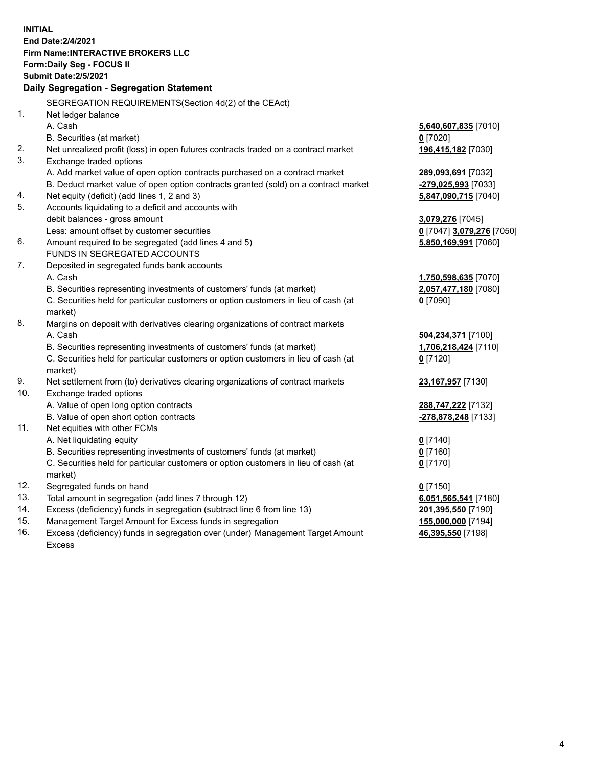**INITIAL**
**End Date:2/4/2021**
**Firm Name:INTERACTIVE BROKERS LLC**
**Form:Daily Seg - FOCUS II**
**Submit Date:2/5/2021**

## Daily Segregation - Segregation Statement

| | | |
|---|---|---|
| | SEGREGATION REQUIREMENTS(Section 4d(2) of the CEAct) | |
| 1. | Net ledger balance | |
| | A. Cash | **5,640,607,835** [7010] |
| | B. Securities (at market) | **0** [7020] |
| 2. | Net unrealized profit (loss) in open futures contracts traded on a contract market | **196,415,182** [7030] |
| 3. | Exchange traded options | |
| | A. Add market value of open option contracts purchased on a contract market | **289,093,691** [7032] |
| | B. Deduct market value of open option contracts granted (sold) on a contract market | **-279,025,993** [7033] |
| 4. | Net equity (deficit) (add lines 1, 2 and 3) | **5,847,090,715** [7040] |
| 5. | Accounts liquidating to a deficit and accounts with | |
| | debit balances - gross amount | **3,079,276** [7045] |
| | Less: amount offset by customer securities | **0** [7047] **3,079,276** [7050] |
| 6. | Amount required to be segregated (add lines 4 and 5) | **5,850,169,991** [7060] |
| | FUNDS IN SEGREGATED ACCOUNTS | |
| 7. | Deposited in segregated funds bank accounts | |
| | A. Cash | **1,750,598,635** [7070] |
| | B. Securities representing investments of customers' funds (at market) | **2,057,477,180** [7080] |
| | C. Securities held for particular customers or option customers in lieu of cash (at market) | **0** [7090] |
| 8. | Margins on deposit with derivatives clearing organizations of contract markets | |
| | A. Cash | **504,234,371** [7100] |
| | B. Securities representing investments of customers' funds (at market) | **1,706,218,424** [7110] |
| | C. Securities held for particular customers or option customers in lieu of cash (at market) | **0** [7120] |
| 9. | Net settlement from (to) derivatives clearing organizations of contract markets | **23,167,957** [7130] |
| 10. | Exchange traded options | |
| | A. Value of open long option contracts | **288,747,222** [7132] |
| | B. Value of open short option contracts | **-278,878,248** [7133] |
| 11. | Net equities with other FCMs | |
| | A. Net liquidating equity | **0** [7140] |
| | B. Securities representing investments of customers' funds (at market) | **0** [7160] |
| | C. Securities held for particular customers or option customers in lieu of cash (at market) | **0** [7170] |
| 12. | Segregated funds on hand | **0** [7150] |
| 13. | Total amount in segregation (add lines 7 through 12) | **6,051,565,541** [7180] |
| 14. | Excess (deficiency) funds in segregation (subtract line 6 from line 13) | **201,395,550** [7190] |
| 15. | Management Target Amount for Excess funds in segregation | **155,000,000** [7194] |
| 16. | Excess (deficiency) funds in segregation over (under) Management Target Amount Excess | **46,395,550** [7198] |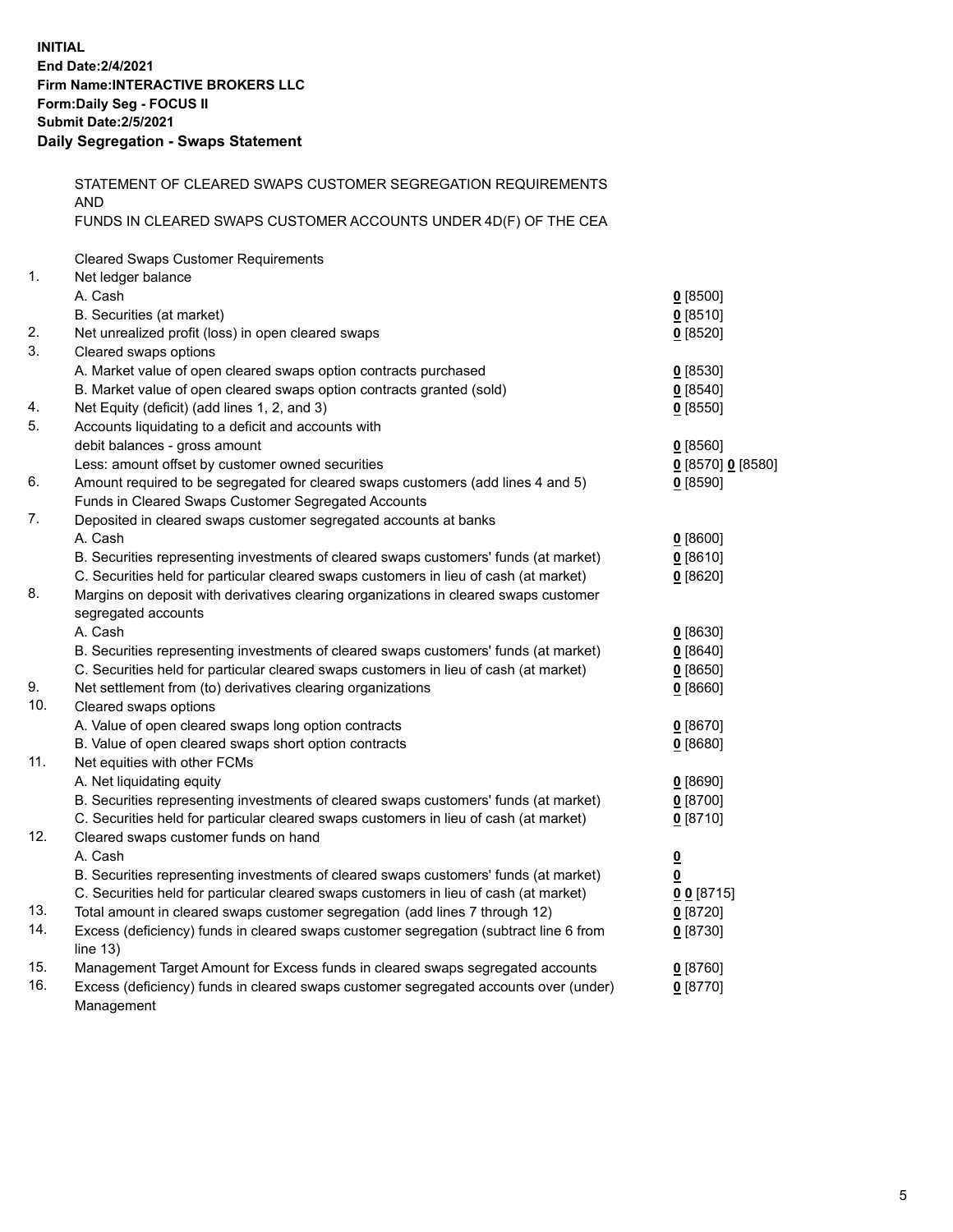**INITIAL**
**End Date:2/4/2021**
**Firm Name:INTERACTIVE BROKERS LLC**
**Form:Daily Seg - FOCUS II**
**Submit Date:2/5/2021**
**Daily Segregation - Swaps Statement**

STATEMENT OF CLEARED SWAPS CUSTOMER SEGREGATION REQUIREMENTS AND FUNDS IN CLEARED SWAPS CUSTOMER ACCOUNTS UNDER 4D(F) OF THE CEA

| | | |
|---|---|---|
| | Cleared Swaps Customer Requirements | |
| 1. | Net ledger balance | |
| | A. Cash | 0 [8500] |
| | B. Securities (at market) | 0 [8510] |
| 2. | Net unrealized profit (loss) in open cleared swaps | 0 [8520] |
| 3. | Cleared swaps options | |
| | A. Market value of open cleared swaps option contracts purchased | 0 [8530] |
| | B. Market value of open cleared swaps option contracts granted (sold) | 0 [8540] |
| 4. | Net Equity (deficit) (add lines 1, 2, and 3) | 0 [8550] |
| 5. | Accounts liquidating to a deficit and accounts with | |
| | debit balances - gross amount | 0 [8560] |
| | Less: amount offset by customer owned securities | 0 [8570] 0 [8580] |
| 6. | Amount required to be segregated for cleared swaps customers (add lines 4 and 5) | 0 [8590] |
| | Funds in Cleared Swaps Customer Segregated Accounts | |
| 7. | Deposited in cleared swaps customer segregated accounts at banks | |
| | A. Cash | 0 [8600] |
| | B. Securities representing investments of cleared swaps customers' funds (at market) | 0 [8610] |
| | C. Securities held for particular cleared swaps customers in lieu of cash (at market) | 0 [8620] |
| 8. | Margins on deposit with derivatives clearing organizations in cleared swaps customer segregated accounts | |
| | A. Cash | 0 [8630] |
| | B. Securities representing investments of cleared swaps customers' funds (at market) | 0 [8640] |
| | C. Securities held for particular cleared swaps customers in lieu of cash (at market) | 0 [8650] |
| 9. | Net settlement from (to) derivatives clearing organizations | 0 [8660] |
| 10. | Cleared swaps options | |
| | A. Value of open cleared swaps long option contracts | 0 [8670] |
| | B. Value of open cleared swaps short option contracts | 0 [8680] |
| 11. | Net equities with other FCMs | |
| | A. Net liquidating equity | 0 [8690] |
| | B. Securities representing investments of cleared swaps customers' funds (at market) | 0 [8700] |
| | C. Securities held for particular cleared swaps customers in lieu of cash (at market) | 0 [8710] |
| 12. | Cleared swaps customer funds on hand | |
| | A. Cash | 0 |
| | B. Securities representing investments of cleared swaps customers' funds (at market) | 0 |
| | C. Securities held for particular cleared swaps customers in lieu of cash (at market) | 0 0 [8715] |
| 13. | Total amount in cleared swaps customer segregation (add lines 7 through 12) | 0 [8720] |
| 14. | Excess (deficiency) funds in cleared swaps customer segregation (subtract line 6 from line 13) | 0 [8730] |
| 15. | Management Target Amount for Excess funds in cleared swaps segregated accounts | 0 [8760] |
| 16. | Excess (deficiency) funds in cleared swaps customer segregated accounts over (under) Management | 0 [8770] |